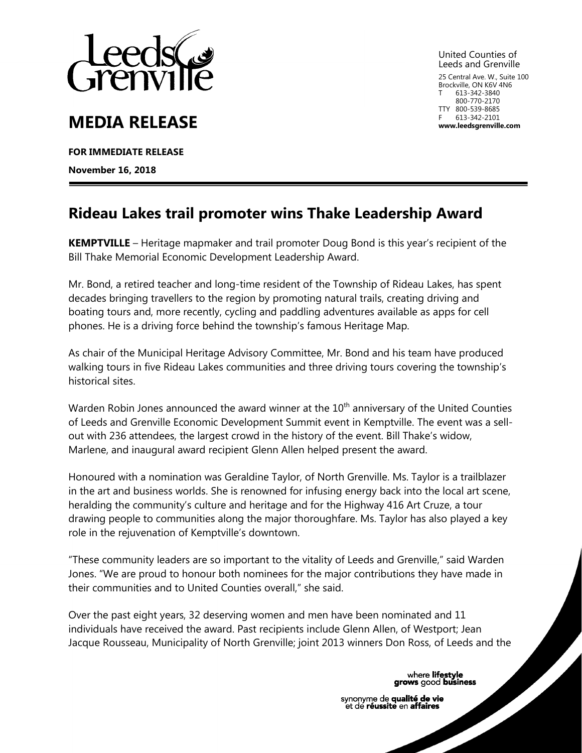United Counties of Leeds and Grenville

25 Central Ave. W., Suite 100
Brockville, ON K6V 4N6
T 613-342-3840
800-770-2170
TTY 800-539-8685
F 613-342-2101
**www.leedsgrenville.com**

# MEDIA RELEASE

**FOR IMMEDIATE RELEASE**

**November 16, 2018**

## Rideau Lakes trail promoter wins Thake Leadership Award

**KEMPTVILLE** – Heritage mapmaker and trail promoter Doug Bond is this year's recipient of the Bill Thake Memorial Economic Development Leadership Award.

Mr. Bond, a retired teacher and long-time resident of the Township of Rideau Lakes, has spent decades bringing travellers to the region by promoting natural trails, creating driving and boating tours and, more recently, cycling and paddling adventures available as apps for cell phones. He is a driving force behind the township's famous Heritage Map.

As chair of the Municipal Heritage Advisory Committee, Mr. Bond and his team have produced walking tours in five Rideau Lakes communities and three driving tours covering the township's historical sites.

Warden Robin Jones announced the award winner at the 10th anniversary of the United Counties of Leeds and Grenville Economic Development Summit event in Kemptville. The event was a sell-out with 236 attendees, the largest crowd in the history of the event. Bill Thake's widow, Marlene, and inaugural award recipient Glenn Allen helped present the award.

Honoured with a nomination was Geraldine Taylor, of North Grenville. Ms. Taylor is a trailblazer in the art and business worlds. She is renowned for infusing energy back into the local art scene, heralding the community's culture and heritage and for the Highway 416 Art Cruze, a tour drawing people to communities along the major thoroughfare. Ms. Taylor has also played a key role in the rejuvenation of Kemptville's downtown.

"These community leaders are so important to the vitality of Leeds and Grenville," said Warden Jones. "We are proud to honour both nominees for the major contributions they have made in their communities and to United Counties overall," she said.

Over the past eight years, 32 deserving women and men have been nominated and 11 individuals have received the award. Past recipients include Glenn Allen, of Westport; Jean Jacque Rousseau, Municipality of North Grenville; joint 2013 winners Don Ross, of Leeds and the

where **lifestyle** **grows** good **business**

synonyme de **qualité de vie** et de **réussite** en **affaires**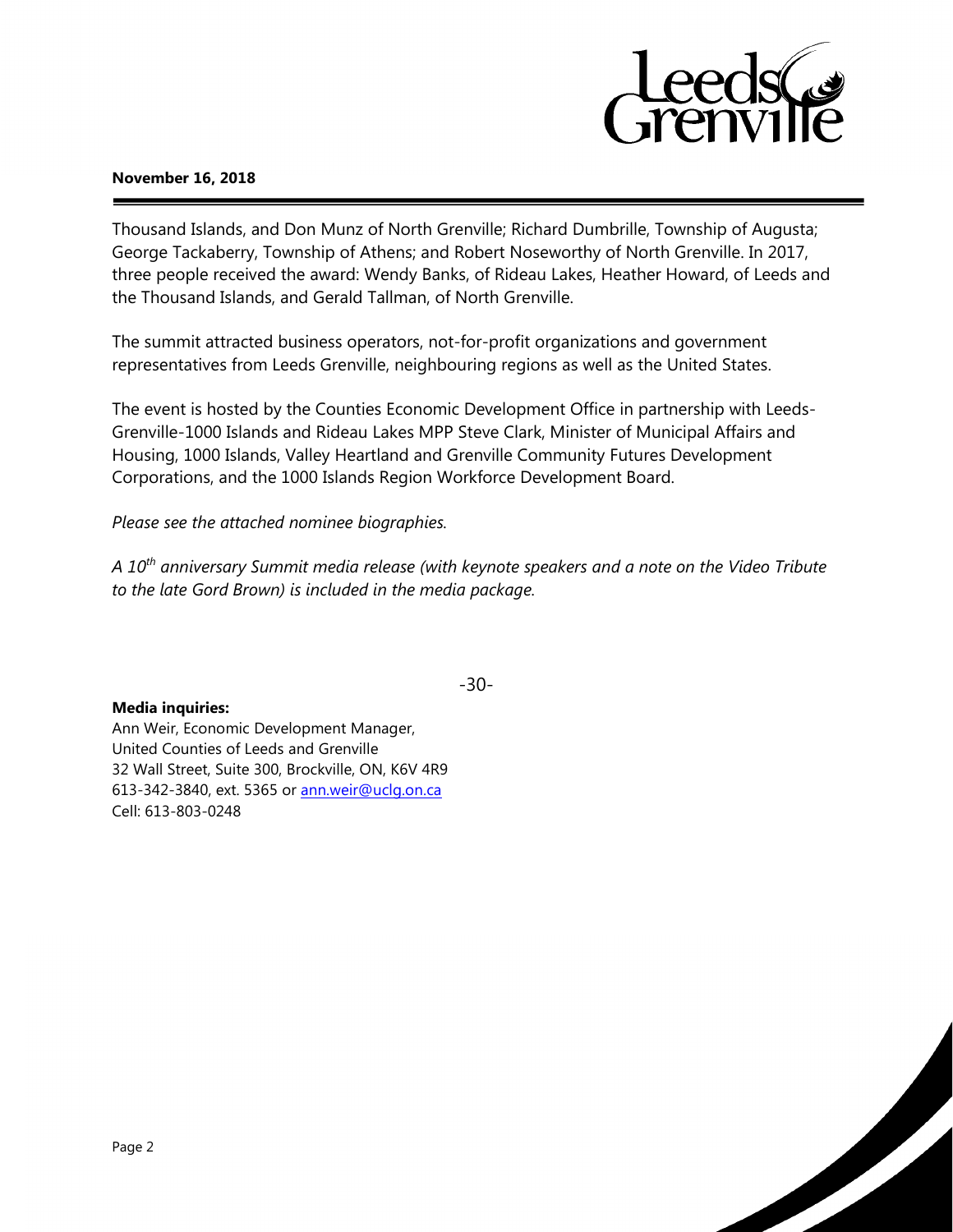**November 16, 2018**

Thousand Islands, and Don Munz of North Grenville; Richard Dumbrille, Township of Augusta; George Tackaberry, Township of Athens; and Robert Noseworthy of North Grenville. In 2017, three people received the award: Wendy Banks, of Rideau Lakes, Heather Howard, of Leeds and the Thousand Islands, and Gerald Tallman, of North Grenville.

The summit attracted business operators, not-for-profit organizations and government representatives from Leeds Grenville, neighbouring regions as well as the United States.

The event is hosted by the Counties Economic Development Office in partnership with Leeds-Grenville-1000 Islands and Rideau Lakes MPP Steve Clark, Minister of Municipal Affairs and Housing, 1000 Islands, Valley Heartland and Grenville Community Futures Development Corporations, and the 1000 Islands Region Workforce Development Board.

*Please see the attached nominee biographies.*

*A 10th anniversary Summit media release (with keynote speakers and a note on the Video Tribute to the late Gord Brown) is included in the media package.*

-30-

**Media inquiries:**
Ann Weir, Economic Development Manager,
United Counties of Leeds and Grenville
32 Wall Street, Suite 300, Brockville, ON, K6V 4R9
613-342-3840, ext. 5365 or ann.weir@uclg.on.ca
Cell: 613-803-0248